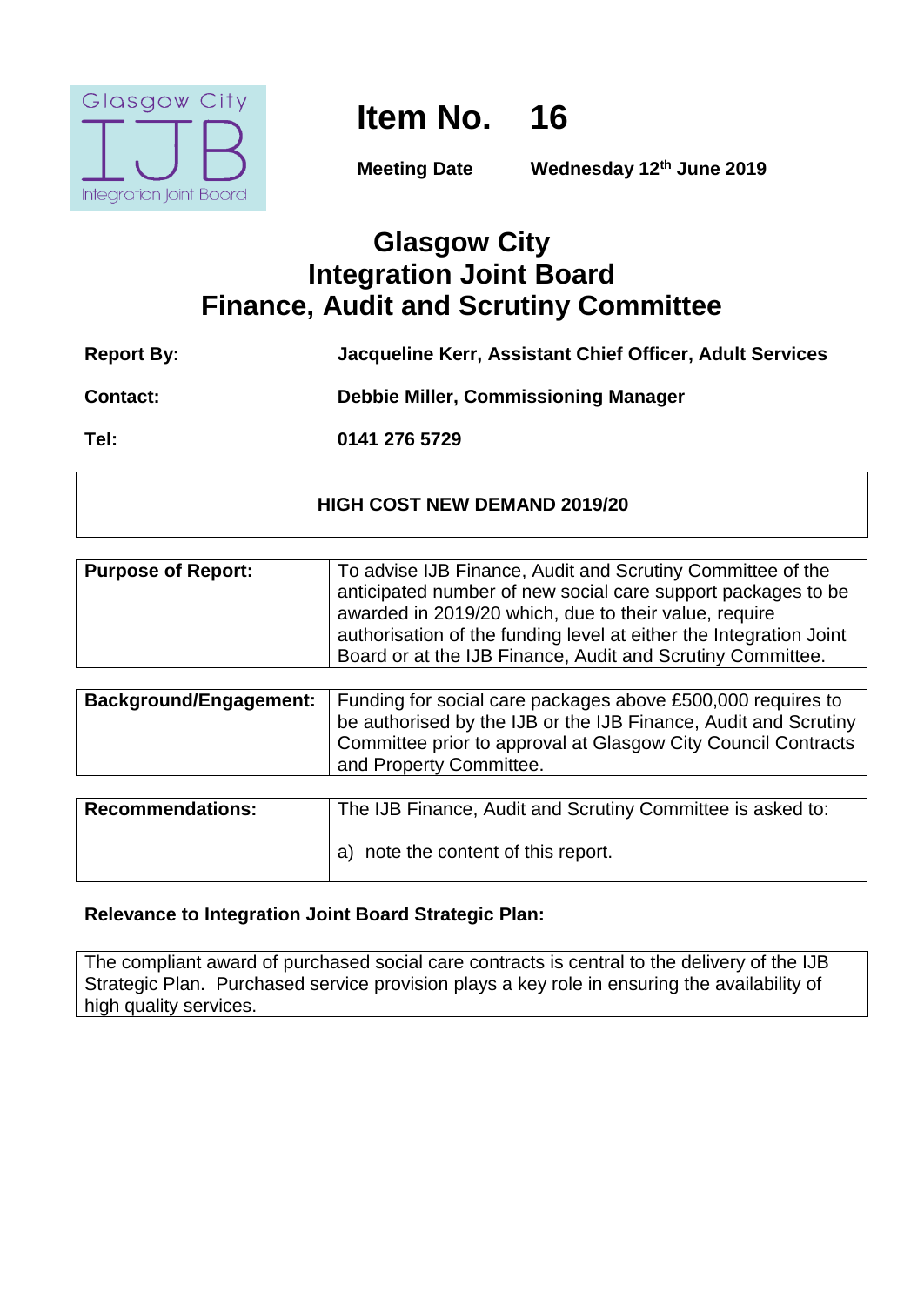Glasgow City IJB Integration Joint Board

# Item No. 16

**Meeting Date** **Wednesday 12th June 2019**

# Glasgow City
# Integration Joint Board
# Finance, Audit and Scrutiny Committee

| | |
|---|---|
| **Report By:** | **Jacqueline Kerr, Assistant Chief Officer, Adult Services** |
| **Contact:** | **Debbie Miller, Commissioning Manager** |
| **Tel:** | **0141 276 5729** |

**HIGH COST NEW DEMAND 2019/20**

| | |
|---|---|
| **Purpose of Report:** | To advise IJB Finance, Audit and Scrutiny Committee of the anticipated number of new social care support packages to be awarded in 2019/20 which, due to their value, require authorisation of the funding level at either the Integration Joint Board or at the IJB Finance, Audit and Scrutiny Committee. |

| | |
|---|---|
| **Background/Engagement:** | Funding for social care packages above £500,000 requires to be authorised by the IJB or the IJB Finance, Audit and Scrutiny Committee prior to approval at Glasgow City Council Contracts and Property Committee. |

| | |
|---|---|
| **Recommendations:** | The IJB Finance, Audit and Scrutiny Committee is asked to:<br><br>a) note the content of this report. |

**Relevance to Integration Joint Board Strategic Plan:**

The compliant award of purchased social care contracts is central to the delivery of the IJB Strategic Plan. Purchased service provision plays a key role in ensuring the availability of high quality services.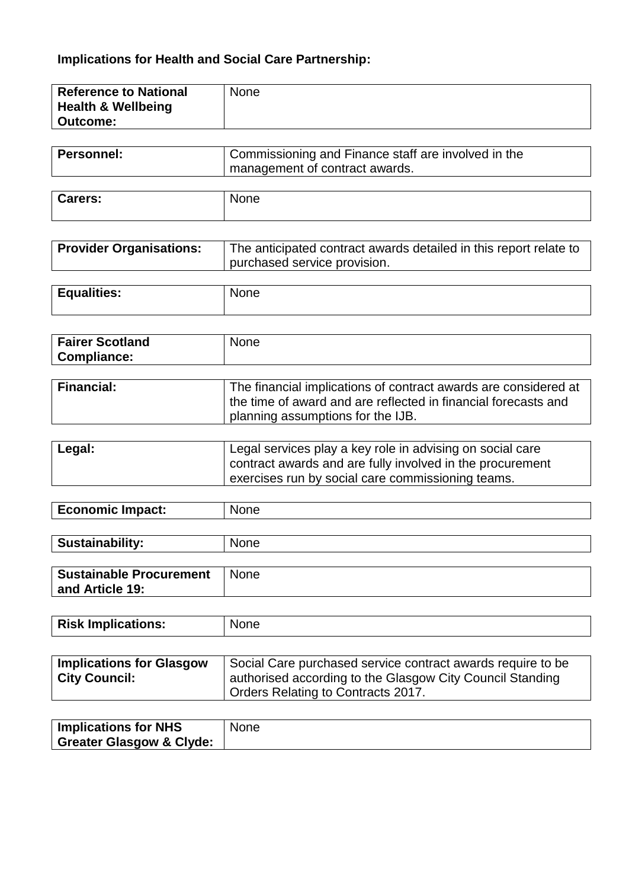**Implications for Health and Social Care Partnership:**

| | |
|---|---|
| **Reference to National Health & Wellbeing Outcome:** | None |
| **Personnel:** | Commissioning and Finance staff are involved in the management of contract awards. |
| **Carers:** | None |
| **Provider Organisations:** | The anticipated contract awards detailed in this report relate to purchased service provision. |
| **Equalities:** | None |
| **Fairer Scotland Compliance:** | None |
| **Financial:** | The financial implications of contract awards are considered at the time of award and are reflected in financial forecasts and planning assumptions for the IJB. |
| **Legal:** | Legal services play a key role in advising on social care contract awards and are fully involved in the procurement exercises run by social care commissioning teams. |
| **Economic Impact:** | None |
| **Sustainability:** | None |
| **Sustainable Procurement and Article 19:** | None |
| **Risk Implications:** | None |
| **Implications for Glasgow City Council:** | Social Care purchased service contract awards require to be authorised according to the Glasgow City Council Standing Orders Relating to Contracts 2017. |
| **Implications for NHS Greater Glasgow & Clyde:** | None |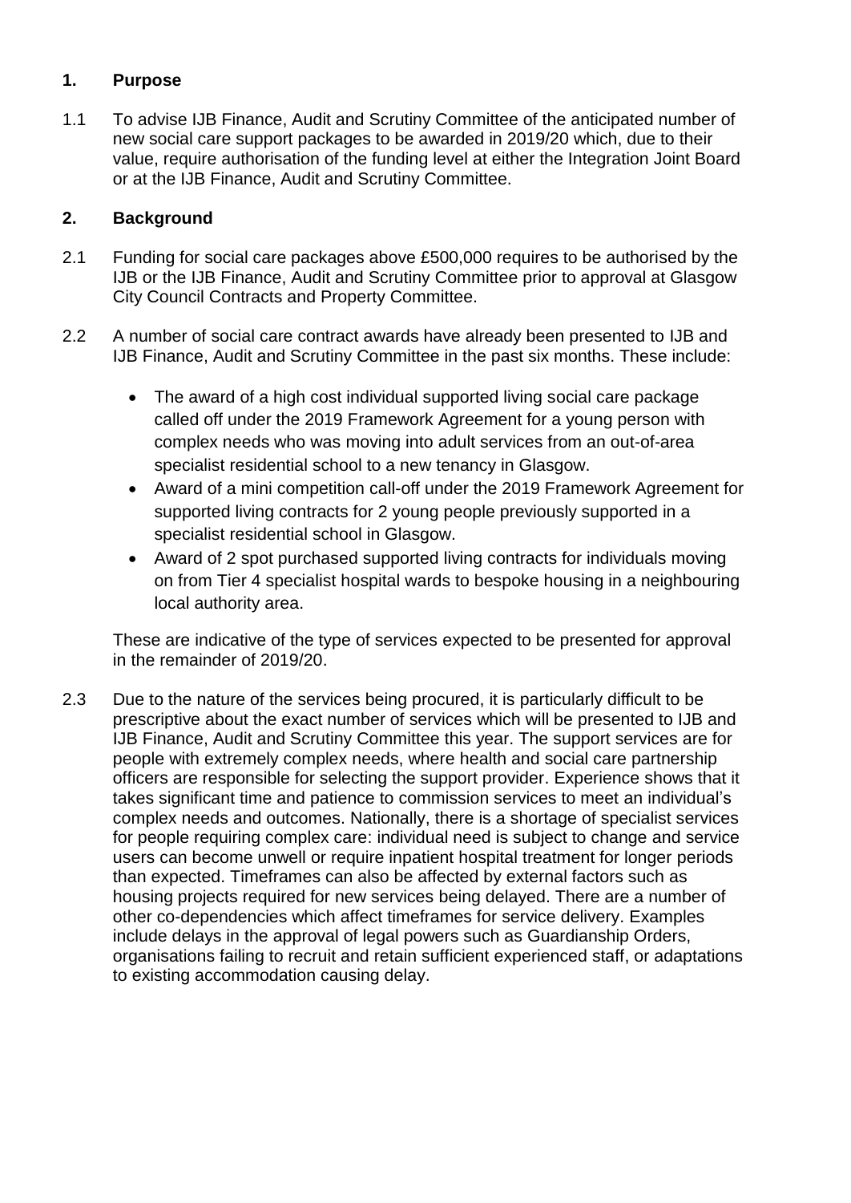## 1. Purpose

1.1 To advise IJB Finance, Audit and Scrutiny Committee of the anticipated number of new social care support packages to be awarded in 2019/20 which, due to their value, require authorisation of the funding level at either the Integration Joint Board or at the IJB Finance, Audit and Scrutiny Committee.

## 2. Background

2.1 Funding for social care packages above £500,000 requires to be authorised by the IJB or the IJB Finance, Audit and Scrutiny Committee prior to approval at Glasgow City Council Contracts and Property Committee.

2.2 A number of social care contract awards have already been presented to IJB and IJB Finance, Audit and Scrutiny Committee in the past six months. These include:

- The award of a high cost individual supported living social care package called off under the 2019 Framework Agreement for a young person with complex needs who was moving into adult services from an out-of-area specialist residential school to a new tenancy in Glasgow.
- Award of a mini competition call-off under the 2019 Framework Agreement for supported living contracts for 2 young people previously supported in a specialist residential school in Glasgow.
- Award of 2 spot purchased supported living contracts for individuals moving on from Tier 4 specialist hospital wards to bespoke housing in a neighbouring local authority area.

These are indicative of the type of services expected to be presented for approval in the remainder of 2019/20.

2.3 Due to the nature of the services being procured, it is particularly difficult to be prescriptive about the exact number of services which will be presented to IJB and IJB Finance, Audit and Scrutiny Committee this year. The support services are for people with extremely complex needs, where health and social care partnership officers are responsible for selecting the support provider. Experience shows that it takes significant time and patience to commission services to meet an individual's complex needs and outcomes. Nationally, there is a shortage of specialist services for people requiring complex care: individual need is subject to change and service users can become unwell or require inpatient hospital treatment for longer periods than expected. Timeframes can also be affected by external factors such as housing projects required for new services being delayed. There are a number of other co-dependencies which affect timeframes for service delivery. Examples include delays in the approval of legal powers such as Guardianship Orders, organisations failing to recruit and retain sufficient experienced staff, or adaptations to existing accommodation causing delay.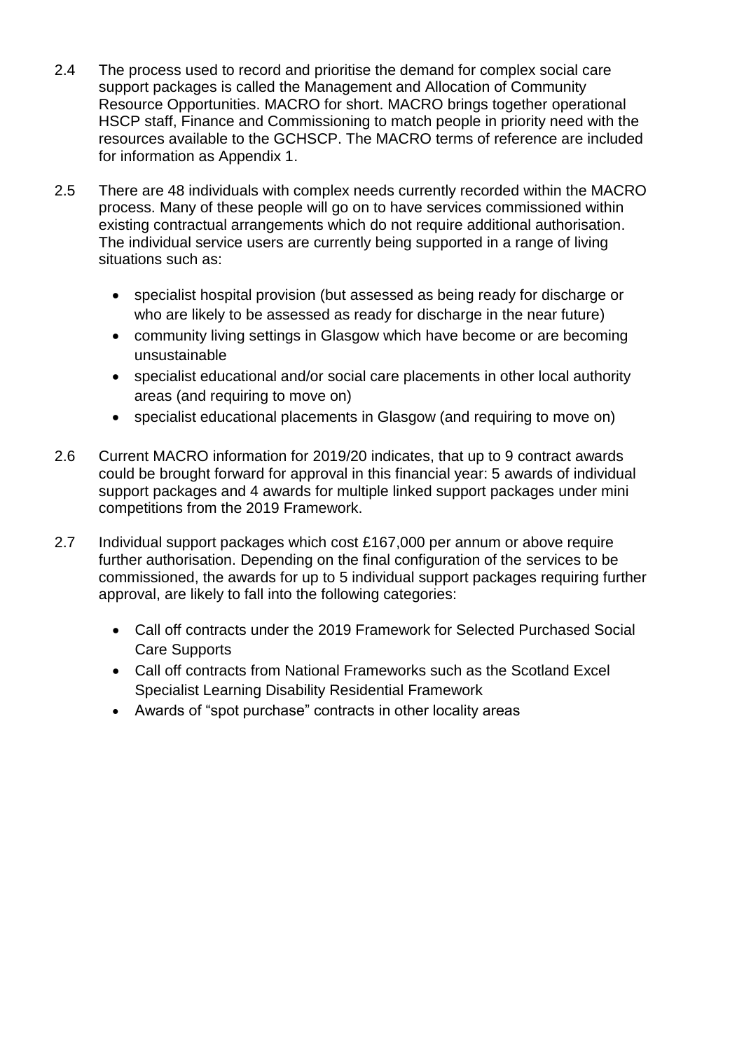2.4 The process used to record and prioritise the demand for complex social care support packages is called the Management and Allocation of Community Resource Opportunities. MACRO for short. MACRO brings together operational HSCP staff, Finance and Commissioning to match people in priority need with the resources available to the GCHSCP. The MACRO terms of reference are included for information as Appendix 1.

2.5 There are 48 individuals with complex needs currently recorded within the MACRO process. Many of these people will go on to have services commissioned within existing contractual arrangements which do not require additional authorisation. The individual service users are currently being supported in a range of living situations such as:

- specialist hospital provision (but assessed as being ready for discharge or who are likely to be assessed as ready for discharge in the near future)
- community living settings in Glasgow which have become or are becoming unsustainable
- specialist educational and/or social care placements in other local authority areas (and requiring to move on)
- specialist educational placements in Glasgow (and requiring to move on)

2.6 Current MACRO information for 2019/20 indicates, that up to 9 contract awards could be brought forward for approval in this financial year: 5 awards of individual support packages and 4 awards for multiple linked support packages under mini competitions from the 2019 Framework.

2.7 Individual support packages which cost £167,000 per annum or above require further authorisation. Depending on the final configuration of the services to be commissioned, the awards for up to 5 individual support packages requiring further approval, are likely to fall into the following categories:

- Call off contracts under the 2019 Framework for Selected Purchased Social Care Supports
- Call off contracts from National Frameworks such as the Scotland Excel Specialist Learning Disability Residential Framework
- Awards of "spot purchase" contracts in other locality areas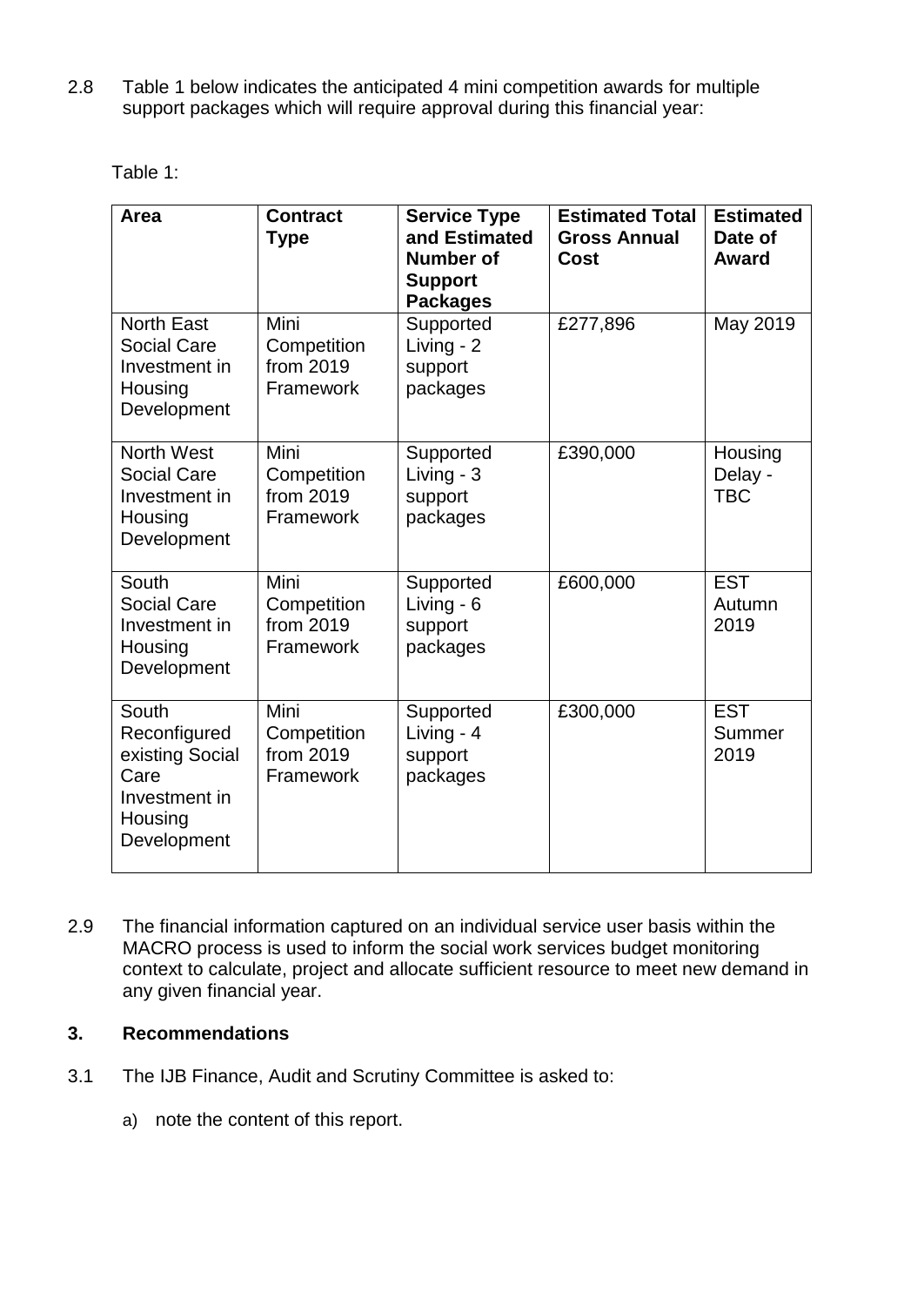2.8 Table 1 below indicates the anticipated 4 mini competition awards for multiple support packages which will require approval during this financial year:

Table 1:

| Area | Contract Type | Service Type and Estimated Number of Support Packages | Estimated Total Gross Annual Cost | Estimated Date of Award |
|---|---|---|---|---|
| North East Social Care Investment in Housing Development | Mini Competition from 2019 Framework | Supported Living - 2 support packages | £277,896 | May 2019 |
| North West Social Care Investment in Housing Development | Mini Competition from 2019 Framework | Supported Living - 3 support packages | £390,000 | Housing Delay - TBC |
| South Social Care Investment in Housing Development | Mini Competition from 2019 Framework | Supported Living - 6 support packages | £600,000 | EST Autumn 2019 |
| South Reconfigured existing Social Care Investment in Housing Development | Mini Competition from 2019 Framework | Supported Living - 4 support packages | £300,000 | EST Summer 2019 |

2.9 The financial information captured on an individual service user basis within the MACRO process is used to inform the social work services budget monitoring context to calculate, project and allocate sufficient resource to meet new demand in any given financial year.

## 3. Recommendations

3.1 The IJB Finance, Audit and Scrutiny Committee is asked to:

a) note the content of this report.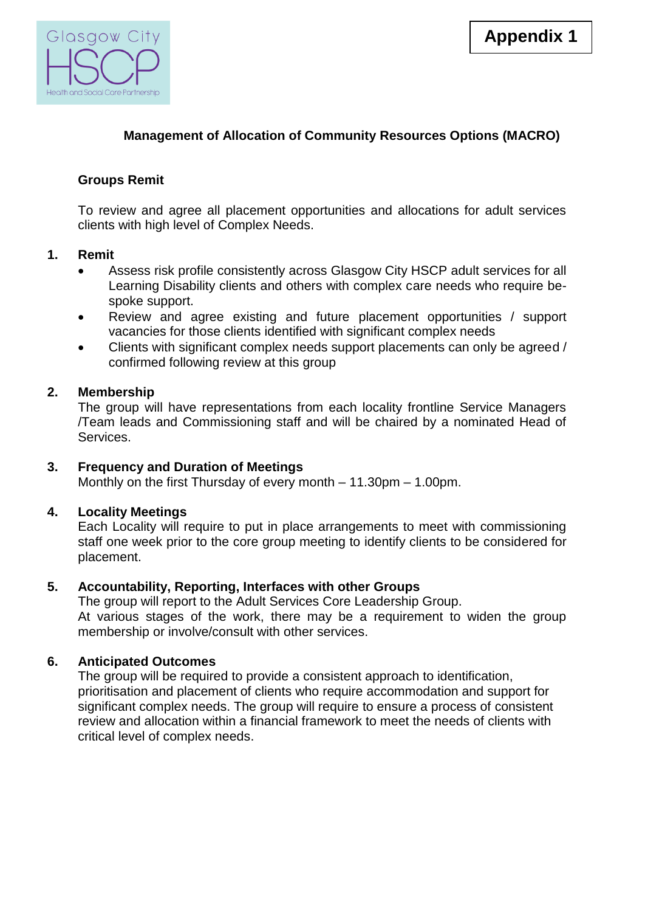Glasgow City HSCP Health and Social Care Partnership

**Appendix 1**

# Management of Allocation of Community Resources Options (MACRO)

## Groups Remit

To review and agree all placement opportunities and allocations for adult services clients with high level of Complex Needs.

### 1. Remit

- Assess risk profile consistently across Glasgow City HSCP adult services for all Learning Disability clients and others with complex care needs who require be-spoke support.
- Review and agree existing and future placement opportunities / support vacancies for those clients identified with significant complex needs
- Clients with significant complex needs support placements can only be agreed / confirmed following review at this group

### 2. Membership

The group will have representations from each locality frontline Service Managers /Team leads and Commissioning staff and will be chaired by a nominated Head of Services.

### 3. Frequency and Duration of Meetings

Monthly on the first Thursday of every month – 11.30pm – 1.00pm.

### 4. Locality Meetings

Each Locality will require to put in place arrangements to meet with commissioning staff one week prior to the core group meeting to identify clients to be considered for placement.

### 5. Accountability, Reporting, Interfaces with other Groups

The group will report to the Adult Services Core Leadership Group.
At various stages of the work, there may be a requirement to widen the group membership or involve/consult with other services.

### 6. Anticipated Outcomes

The group will be required to provide a consistent approach to identification, prioritisation and placement of clients who require accommodation and support for significant complex needs. The group will require to ensure a process of consistent review and allocation within a financial framework to meet the needs of clients with critical level of complex needs.